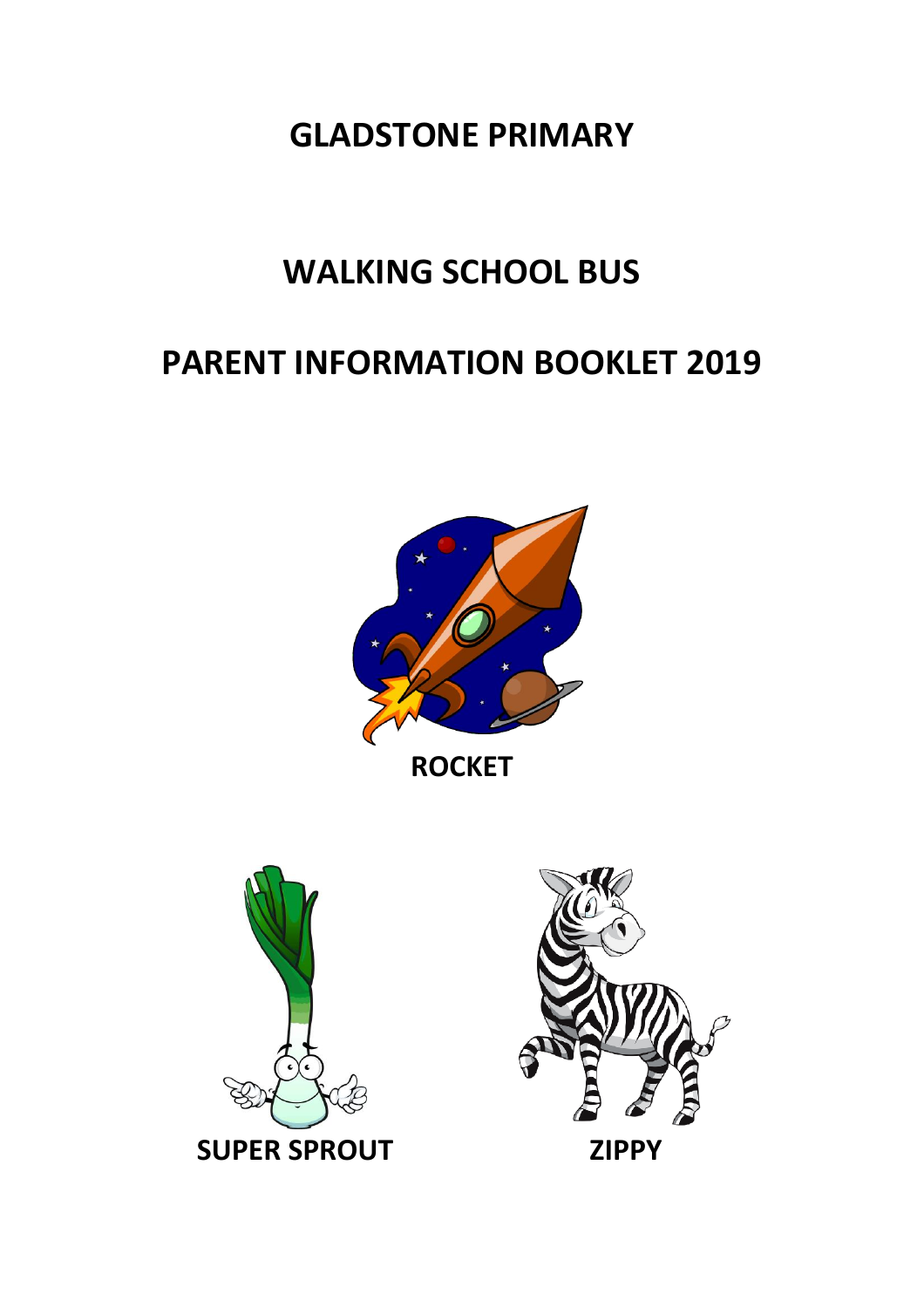# GLADSTONE PRIMARY

# WALKING SCHOOL BUS

# PARENT INFORMATION BOOKLET 2019

**ROCKET**

**SUPER SPROUT**

**ZIPPY**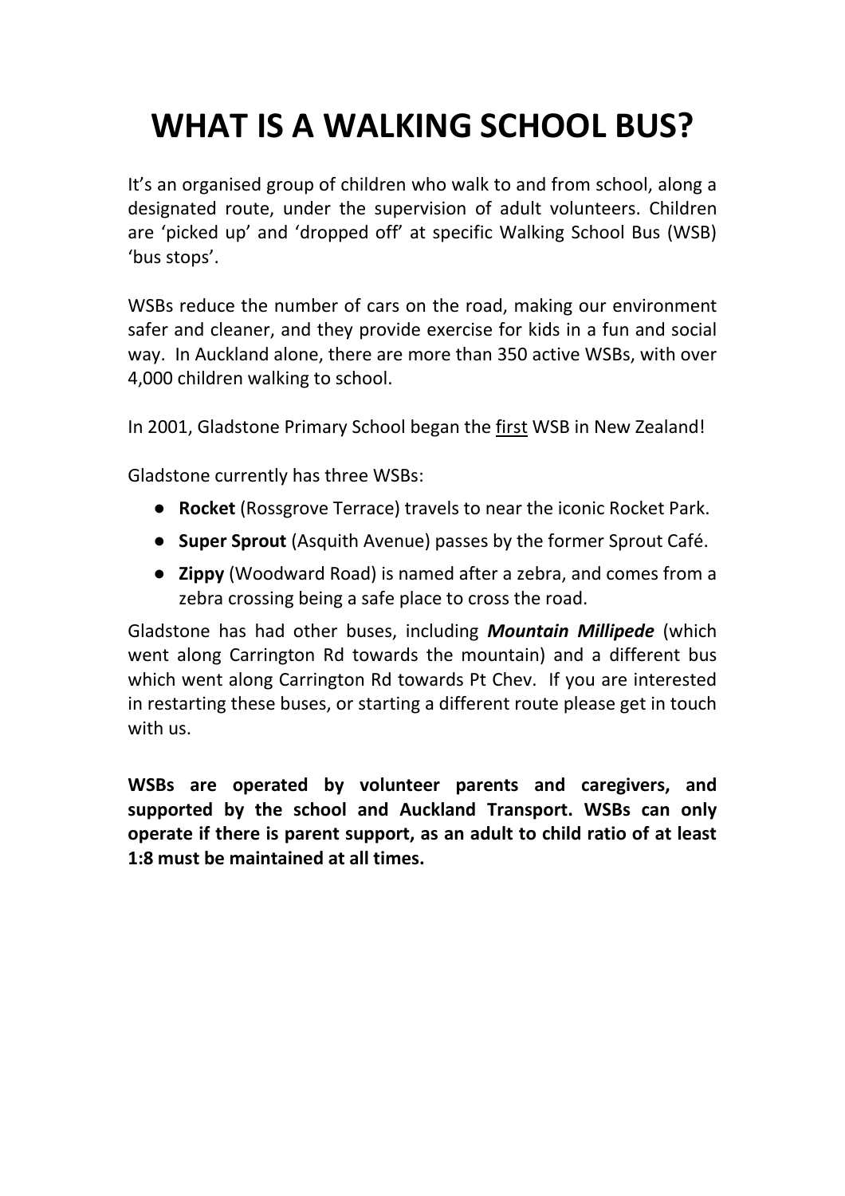# WHAT IS A WALKING SCHOOL BUS?

It's an organised group of children who walk to and from school, along a designated route, under the supervision of adult volunteers. Children are 'picked up' and 'dropped off' at specific Walking School Bus (WSB) 'bus stops'.

WSBs reduce the number of cars on the road, making our environment safer and cleaner, and they provide exercise for kids in a fun and social way. In Auckland alone, there are more than 350 active WSBs, with over 4,000 children walking to school.

In 2001, Gladstone Primary School began the <u>first</u> WSB in New Zealand!

Gladstone currently has three WSBs:

- **Rocket** (Rossgrove Terrace) travels to near the iconic Rocket Park.
- **Super Sprout** (Asquith Avenue) passes by the former Sprout Café.
- **Zippy** (Woodward Road) is named after a zebra, and comes from a zebra crossing being a safe place to cross the road.

Gladstone has had other buses, including ***Mountain Millipede*** (which went along Carrington Rd towards the mountain) and a different bus which went along Carrington Rd towards Pt Chev. If you are interested in restarting these buses, or starting a different route please get in touch with us.

**WSBs are operated by volunteer parents and caregivers, and supported by the school and Auckland Transport. WSBs can only operate if there is parent support, as an adult to child ratio of at least 1:8 must be maintained at all times.**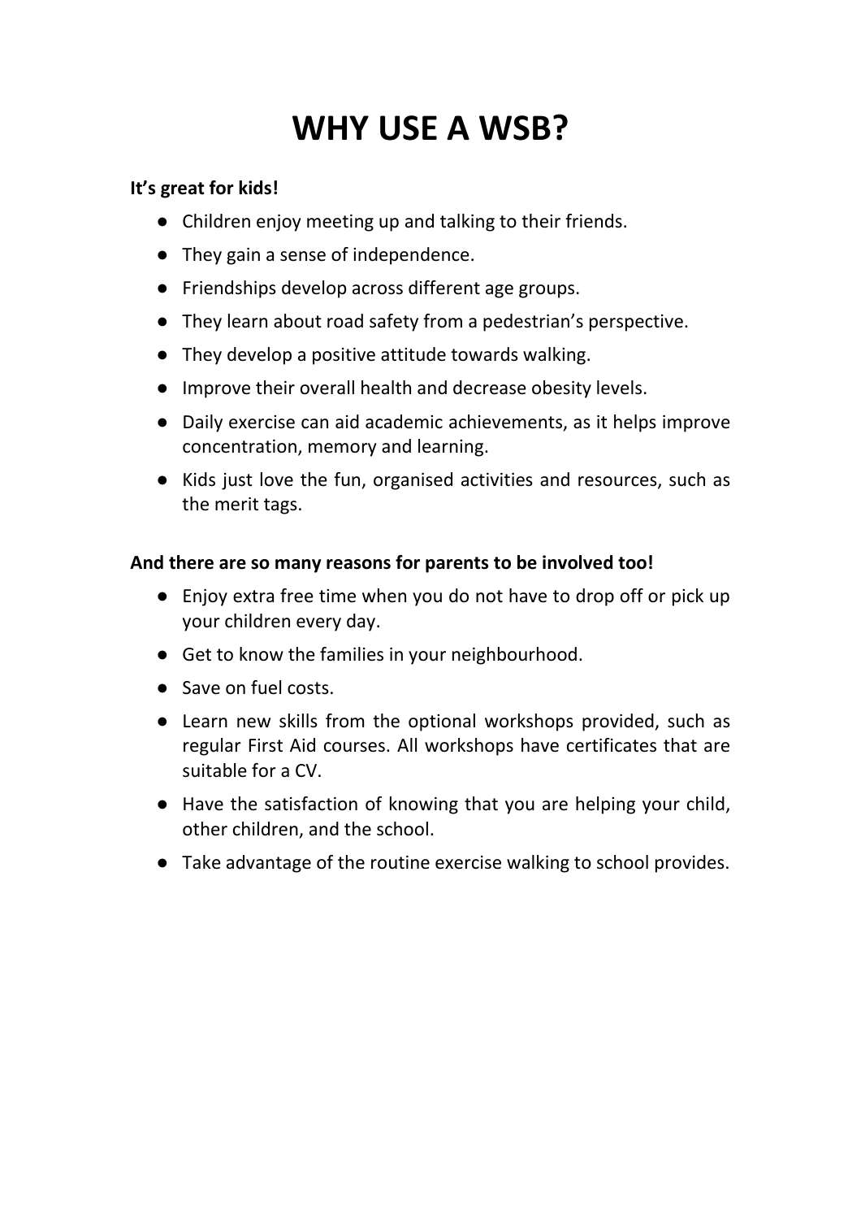# WHY USE A WSB?

**It's great for kids!**

- Children enjoy meeting up and talking to their friends.
- They gain a sense of independence.
- Friendships develop across different age groups.
- They learn about road safety from a pedestrian's perspective.
- They develop a positive attitude towards walking.
- Improve their overall health and decrease obesity levels.
- Daily exercise can aid academic achievements, as it helps improve concentration, memory and learning.
- Kids just love the fun, organised activities and resources, such as the merit tags.

**And there are so many reasons for parents to be involved too!**

- Enjoy extra free time when you do not have to drop off or pick up your children every day.
- Get to know the families in your neighbourhood.
- Save on fuel costs.
- Learn new skills from the optional workshops provided, such as regular First Aid courses. All workshops have certificates that are suitable for a CV.
- Have the satisfaction of knowing that you are helping your child, other children, and the school.
- Take advantage of the routine exercise walking to school provides.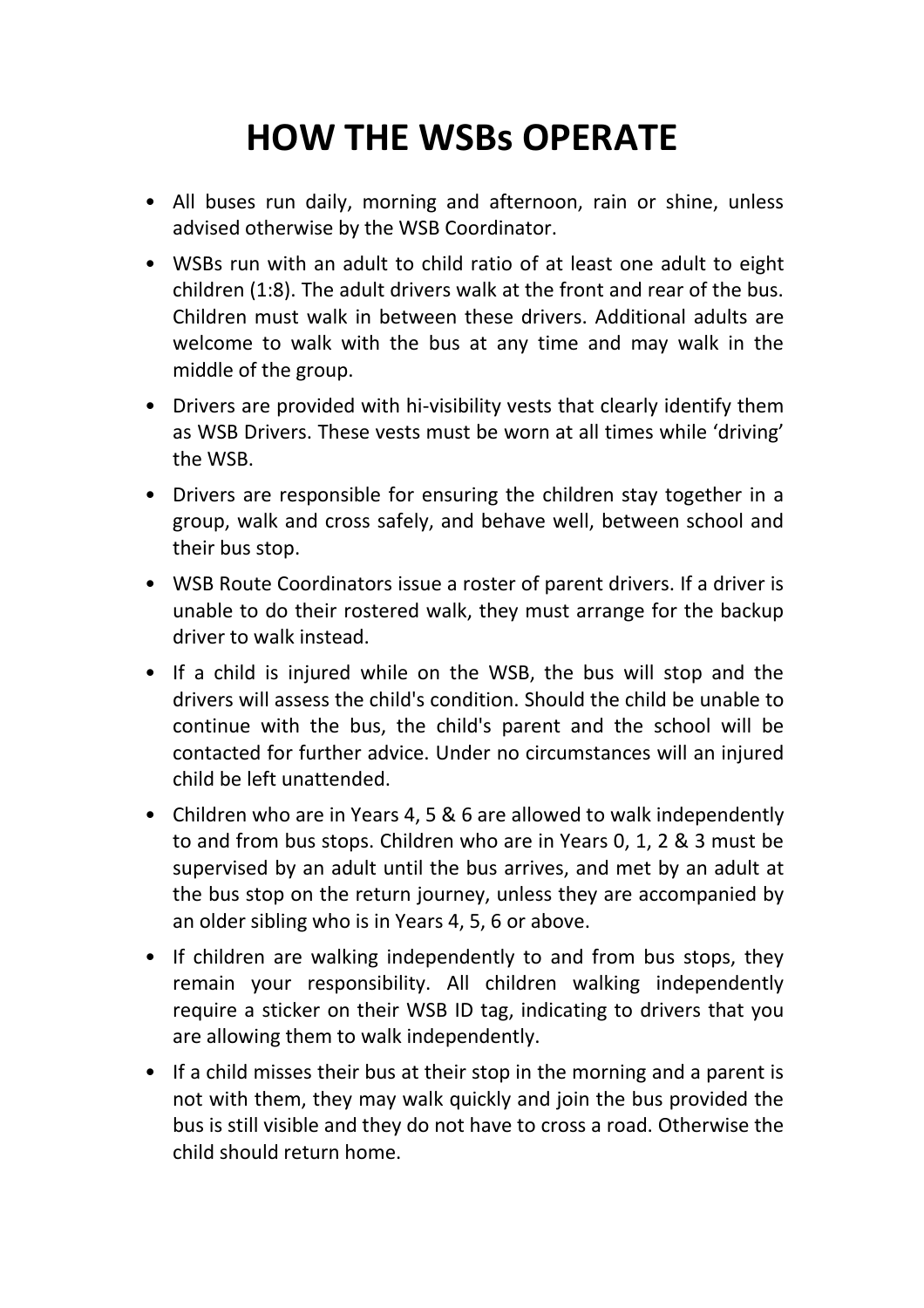# HOW THE WSBs OPERATE

- All buses run daily, morning and afternoon, rain or shine, unless advised otherwise by the WSB Coordinator.
- WSBs run with an adult to child ratio of at least one adult to eight children (1:8). The adult drivers walk at the front and rear of the bus. Children must walk in between these drivers. Additional adults are welcome to walk with the bus at any time and may walk in the middle of the group.
- Drivers are provided with hi-visibility vests that clearly identify them as WSB Drivers. These vests must be worn at all times while 'driving' the WSB.
- Drivers are responsible for ensuring the children stay together in a group, walk and cross safely, and behave well, between school and their bus stop.
- WSB Route Coordinators issue a roster of parent drivers. If a driver is unable to do their rostered walk, they must arrange for the backup driver to walk instead.
- If a child is injured while on the WSB, the bus will stop and the drivers will assess the child's condition. Should the child be unable to continue with the bus, the child's parent and the school will be contacted for further advice. Under no circumstances will an injured child be left unattended.
- Children who are in Years 4, 5 & 6 are allowed to walk independently to and from bus stops. Children who are in Years 0, 1, 2 & 3 must be supervised by an adult until the bus arrives, and met by an adult at the bus stop on the return journey, unless they are accompanied by an older sibling who is in Years 4, 5, 6 or above.
- If children are walking independently to and from bus stops, they remain your responsibility. All children walking independently require a sticker on their WSB ID tag, indicating to drivers that you are allowing them to walk independently.
- If a child misses their bus at their stop in the morning and a parent is not with them, they may walk quickly and join the bus provided the bus is still visible and they do not have to cross a road. Otherwise the child should return home.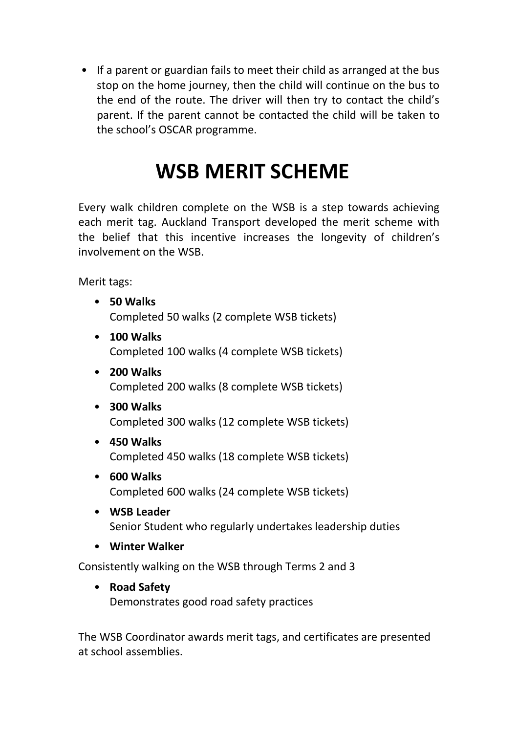- If a parent or guardian fails to meet their child as arranged at the bus stop on the home journey, then the child will continue on the bus to the end of the route. The driver will then try to contact the child's parent. If the parent cannot be contacted the child will be taken to the school's OSCAR programme.

# WSB MERIT SCHEME

Every walk children complete on the WSB is a step towards achieving each merit tag. Auckland Transport developed the merit scheme with the belief that this incentive increases the longevity of children's involvement on the WSB.

Merit tags:

- **50 Walks**
  Completed 50 walks (2 complete WSB tickets)
- **100 Walks**
  Completed 100 walks (4 complete WSB tickets)
- **200 Walks**
  Completed 200 walks (8 complete WSB tickets)
- **300 Walks**
  Completed 300 walks (12 complete WSB tickets)
- **450 Walks**
  Completed 450 walks (18 complete WSB tickets)
- **600 Walks**
  Completed 600 walks (24 complete WSB tickets)
- **WSB Leader**
  Senior Student who regularly undertakes leadership duties
- **Winter Walker**

Consistently walking on the WSB through Terms 2 and 3

- **Road Safety**
  Demonstrates good road safety practices

The WSB Coordinator awards merit tags, and certificates are presented at school assemblies.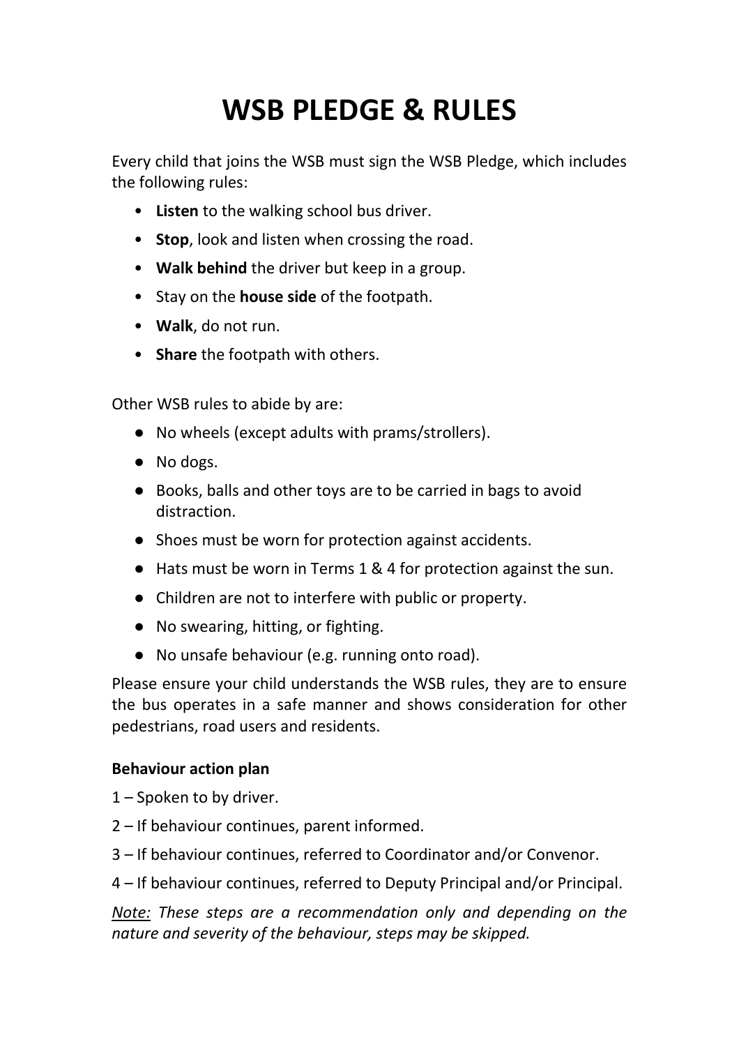# WSB PLEDGE & RULES

Every child that joins the WSB must sign the WSB Pledge, which includes the following rules:

- **Listen** to the walking school bus driver.
- **Stop**, look and listen when crossing the road.
- **Walk behind** the driver but keep in a group.
- Stay on the **house side** of the footpath.
- **Walk**, do not run.
- **Share** the footpath with others.

Other WSB rules to abide by are:

- No wheels (except adults with prams/strollers).
- No dogs.
- Books, balls and other toys are to be carried in bags to avoid distraction.
- Shoes must be worn for protection against accidents.
- Hats must be worn in Terms 1 & 4 for protection against the sun.
- Children are not to interfere with public or property.
- No swearing, hitting, or fighting.
- No unsafe behaviour (e.g. running onto road).

Please ensure your child understands the WSB rules, they are to ensure the bus operates in a safe manner and shows consideration for other pedestrians, road users and residents.

**Behaviour action plan**

1 – Spoken to by driver.

2 – If behaviour continues, parent informed.

3 – If behaviour continues, referred to Coordinator and/or Convenor.

4 – If behaviour continues, referred to Deputy Principal and/or Principal.

*<u>Note:</u> These steps are a recommendation only and depending on the nature and severity of the behaviour, steps may be skipped.*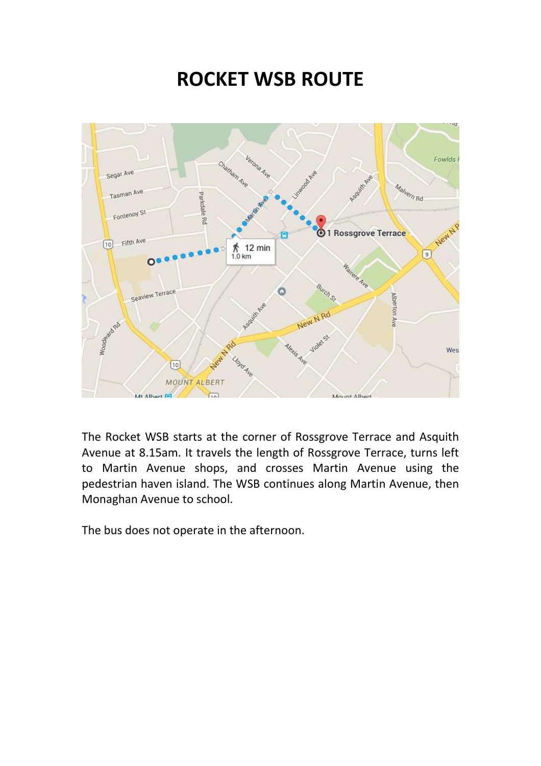# ROCKET WSB ROUTE

The Rocket WSB starts at the corner of Rossgrove Terrace and Asquith Avenue at 8.15am. It travels the length of Rossgrove Terrace, turns left to Martin Avenue shops, and crosses Martin Avenue using the pedestrian haven island. The WSB continues along Martin Avenue, then Monaghan Avenue to school.

The bus does not operate in the afternoon.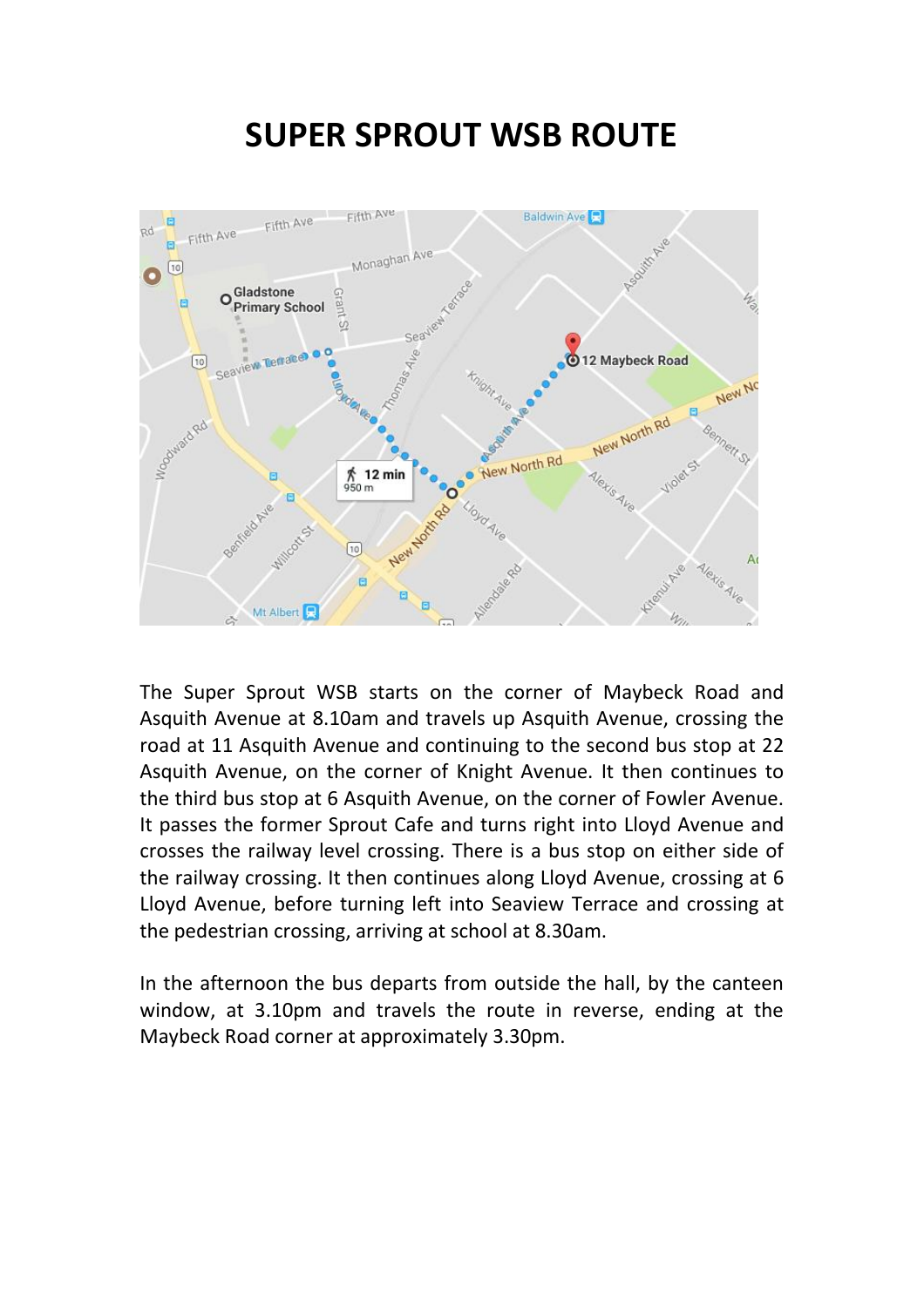# SUPER SPROUT WSB ROUTE

The Super Sprout WSB starts on the corner of Maybeck Road and Asquith Avenue at 8.10am and travels up Asquith Avenue, crossing the road at 11 Asquith Avenue and continuing to the second bus stop at 22 Asquith Avenue, on the corner of Knight Avenue. It then continues to the third bus stop at 6 Asquith Avenue, on the corner of Fowler Avenue. It passes the former Sprout Cafe and turns right into Lloyd Avenue and crosses the railway level crossing. There is a bus stop on either side of the railway crossing. It then continues along Lloyd Avenue, crossing at 6 Lloyd Avenue, before turning left into Seaview Terrace and crossing at the pedestrian crossing, arriving at school at 8.30am.

In the afternoon the bus departs from outside the hall, by the canteen window, at 3.10pm and travels the route in reverse, ending at the Maybeck Road corner at approximately 3.30pm.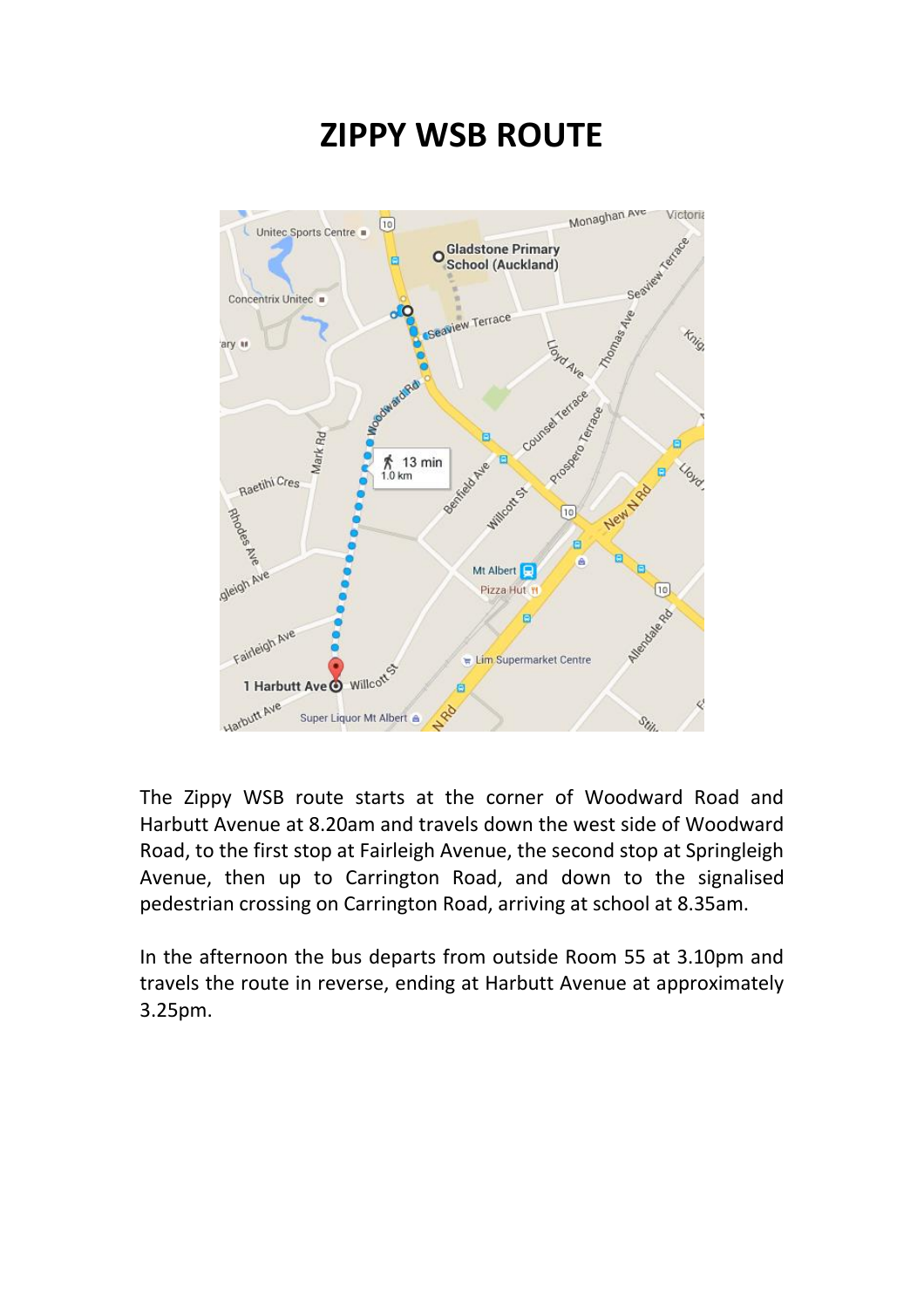# ZIPPY WSB ROUTE

The Zippy WSB route starts at the corner of Woodward Road and Harbutt Avenue at 8.20am and travels down the west side of Woodward Road, to the first stop at Fairleigh Avenue, the second stop at Springleigh Avenue, then up to Carrington Road, and down to the signalised pedestrian crossing on Carrington Road, arriving at school at 8.35am.

In the afternoon the bus departs from outside Room 55 at 3.10pm and travels the route in reverse, ending at Harbutt Avenue at approximately 3.25pm.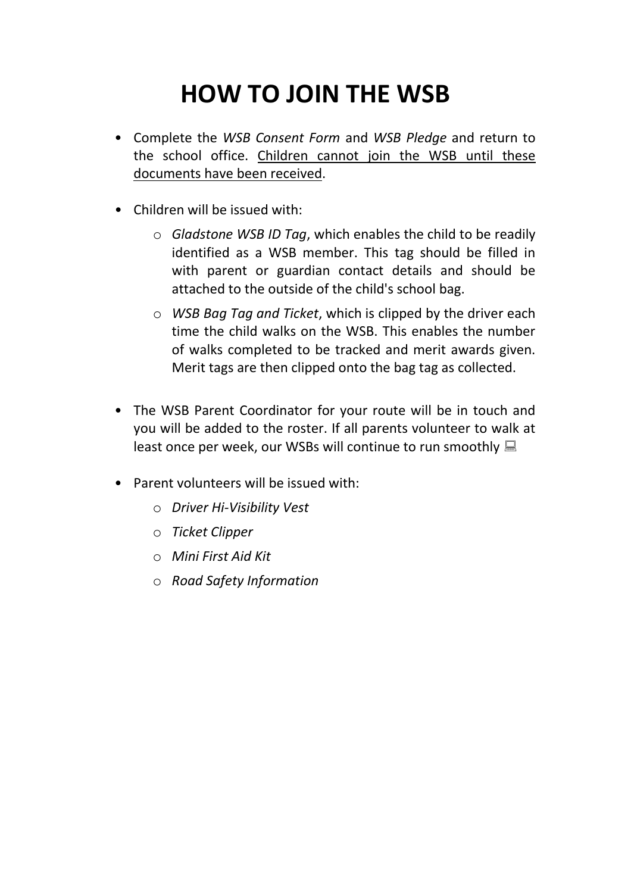# HOW TO JOIN THE WSB

- Complete the *WSB Consent Form* and *WSB Pledge* and return to the school office. <u>Children cannot join the WSB until these documents have been received</u>.

- Children will be issued with:
  - *Gladstone WSB ID Tag*, which enables the child to be readily identified as a WSB member. This tag should be filled in with parent or guardian contact details and should be attached to the outside of the child's school bag.
  - *WSB Bag Tag and Ticket*, which is clipped by the driver each time the child walks on the WSB. This enables the number of walks completed to be tracked and merit awards given. Merit tags are then clipped onto the bag tag as collected.

- The WSB Parent Coordinator for your route will be in touch and you will be added to the roster. If all parents volunteer to walk at least once per week, our WSBs will continue to run smoothly 💻

- Parent volunteers will be issued with:
  - *Driver Hi-Visibility Vest*
  - *Ticket Clipper*
  - *Mini First Aid Kit*
  - *Road Safety Information*